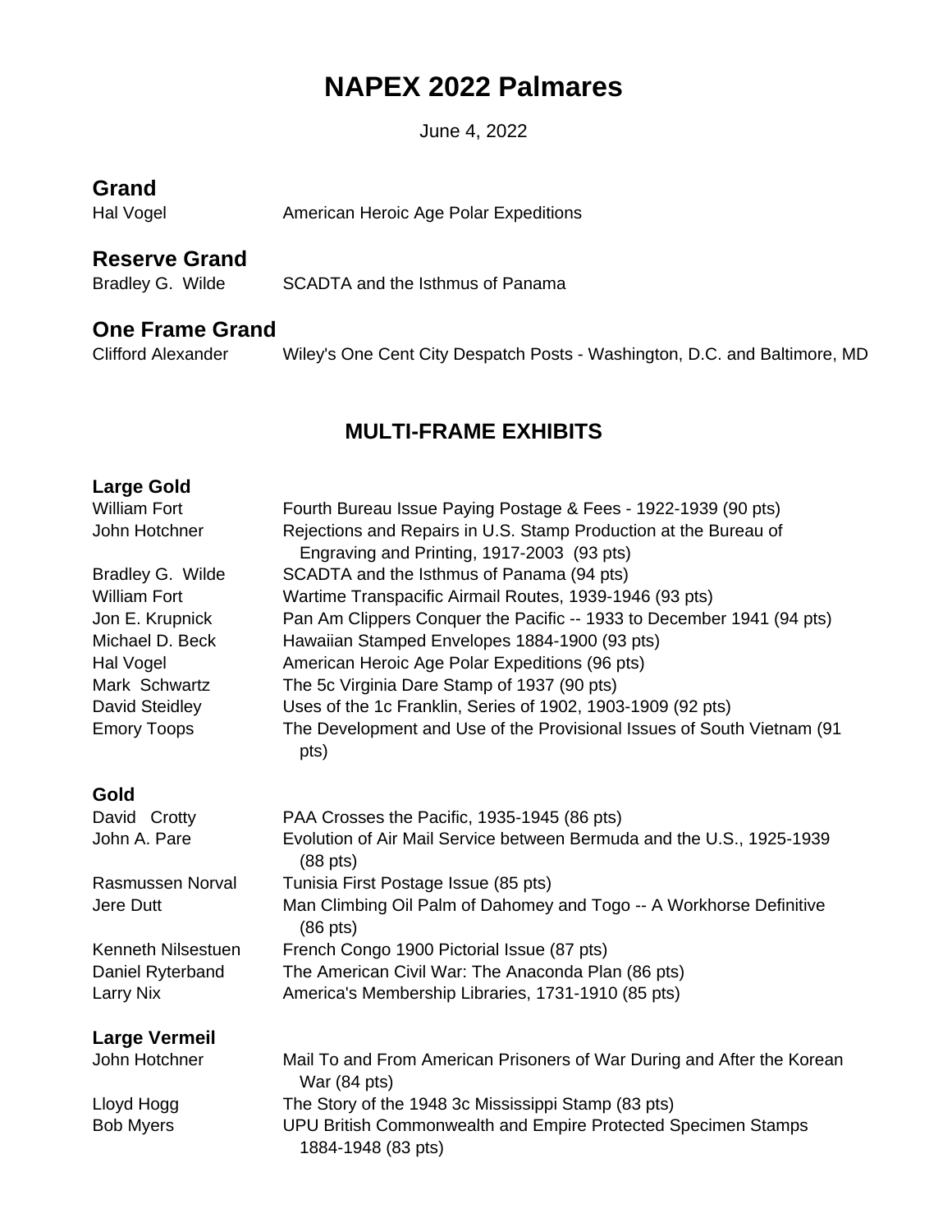# NAPEX 2022 Palmares

June 4, 2022

## Grand

Hal Vogel — American Heroic Age Polar Expeditions

## Reserve Grand

Bradley G. Wilde — SCADTA and the Isthmus of Panama

## One Frame Grand

Clifford Alexander — Wiley's One Cent City Despatch Posts - Washington, D.C. and Baltimore, MD

## MULTI-FRAME EXHIBITS

### Large Gold

| | |
|---|---|
| William Fort | Fourth Bureau Issue Paying Postage & Fees - 1922-1939 (90 pts) |
| John Hotchner | Rejections and Repairs in U.S. Stamp Production at the Bureau of Engraving and Printing, 1917-2003 (93 pts) |
| Bradley G. Wilde | SCADTA and the Isthmus of Panama (94 pts) |
| William Fort | Wartime Transpacific Airmail Routes, 1939-1946 (93 pts) |
| Jon E. Krupnick | Pan Am Clippers Conquer the Pacific -- 1933 to December 1941 (94 pts) |
| Michael D. Beck | Hawaiian Stamped Envelopes 1884-1900 (93 pts) |
| Hal Vogel | American Heroic Age Polar Expeditions (96 pts) |
| Mark Schwartz | The 5c Virginia Dare Stamp of 1937 (90 pts) |
| David Steidley | Uses of the 1c Franklin, Series of 1902, 1903-1909 (92 pts) |
| Emory Toops | The Development and Use of the Provisional Issues of South Vietnam (91 pts) |

### Gold

| | |
|---|---|
| David Crotty | PAA Crosses the Pacific, 1935-1945 (86 pts) |
| John A. Pare | Evolution of Air Mail Service between Bermuda and the U.S., 1925-1939 (88 pts) |
| Rasmussen Norval | Tunisia First Postage Issue (85 pts) |
| Jere Dutt | Man Climbing Oil Palm of Dahomey and Togo -- A Workhorse Definitive (86 pts) |
| Kenneth Nilsestuen | French Congo 1900 Pictorial Issue (87 pts) |
| Daniel Ryterband | The American Civil War: The Anaconda Plan (86 pts) |
| Larry Nix | America's Membership Libraries, 1731-1910 (85 pts) |

### Large Vermeil

| | |
|---|---|
| John Hotchner | Mail To and From American Prisoners of War During and After the Korean War (84 pts) |
| Lloyd Hogg | The Story of the 1948 3c Mississippi Stamp (83 pts) |
| Bob Myers | UPU British Commonwealth and Empire Protected Specimen Stamps 1884-1948 (83 pts) |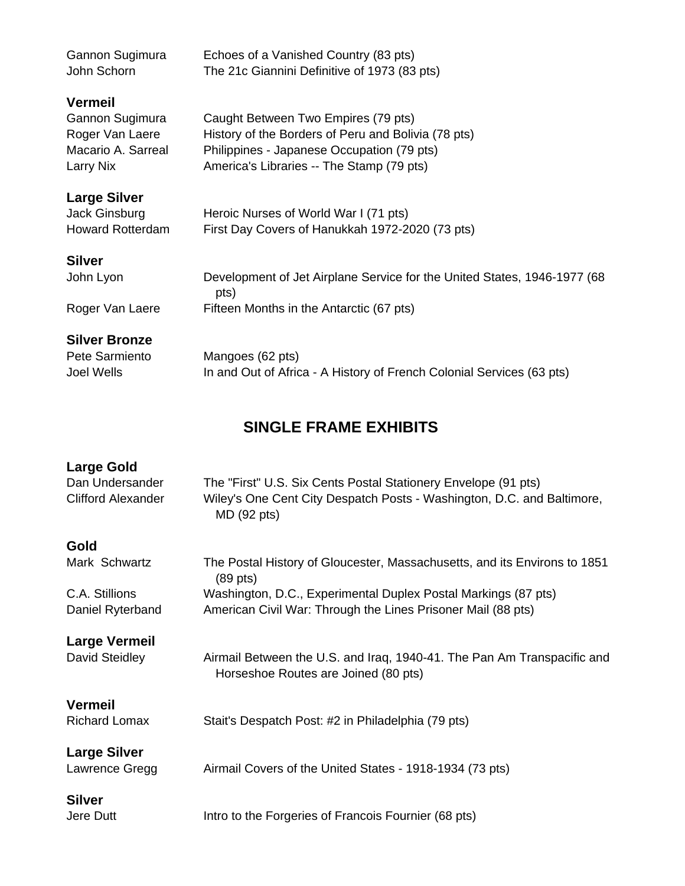Gannon Sugimura — Echoes of a Vanished Country (83 pts)
John Schorn — The 21c Giannini Definitive of 1973 (83 pts)

**Vermeil**

Gannon Sugimura — Caught Between Two Empires (79 pts)
Roger Van Laere — History of the Borders of Peru and Bolivia (78 pts)
Macario A. Sarreal — Philippines - Japanese Occupation (79 pts)
Larry Nix — America's Libraries -- The Stamp (79 pts)

**Large Silver**

Jack Ginsburg — Heroic Nurses of World War I (71 pts)
Howard Rotterdam — First Day Covers of Hanukkah 1972-2020 (73 pts)

**Silver**

John Lyon — Development of Jet Airplane Service for the United States, 1946-1977 (68 pts)
Roger Van Laere — Fifteen Months in the Antarctic (67 pts)

**Silver Bronze**

Pete Sarmiento — Mangoes (62 pts)
Joel Wells — In and Out of Africa - A History of French Colonial Services (63 pts)

## SINGLE FRAME EXHIBITS

**Large Gold**

Dan Undersander — The "First" U.S. Six Cents Postal Stationery Envelope (91 pts)
Clifford Alexander — Wiley's One Cent City Despatch Posts - Washington, D.C. and Baltimore, MD (92 pts)

**Gold**

Mark Schwartz — The Postal History of Gloucester, Massachusetts, and its Environs to 1851 (89 pts)
C.A. Stillions — Washington, D.C., Experimental Duplex Postal Markings (87 pts)
Daniel Ryterband — American Civil War: Through the Lines Prisoner Mail (88 pts)

**Large Vermeil**

David Steidley — Airmail Between the U.S. and Iraq, 1940-41. The Pan Am Transpacific and Horseshoe Routes are Joined (80 pts)

**Vermeil**

Richard Lomax — Stait's Despatch Post: #2 in Philadelphia (79 pts)

**Large Silver**

Lawrence Gregg — Airmail Covers of the United States - 1918-1934 (73 pts)

**Silver**

Jere Dutt — Intro to the Forgeries of Francois Fournier (68 pts)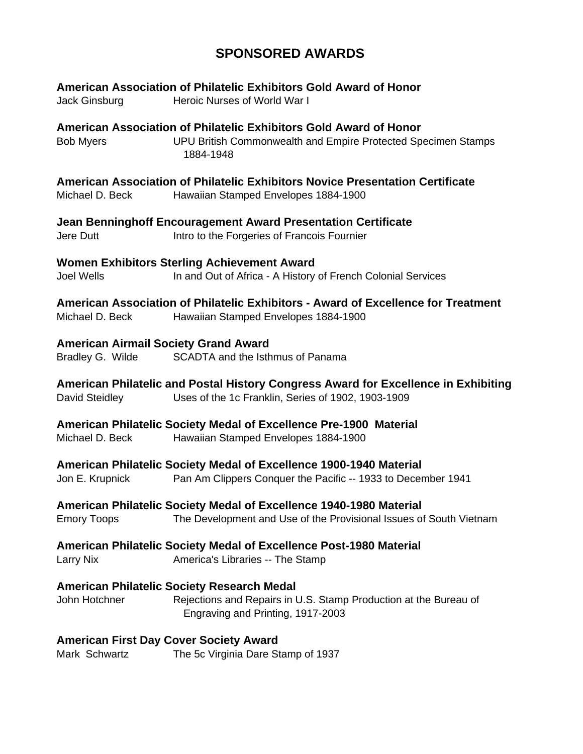# SPONSORED AWARDS

**American Association of Philatelic Exhibitors Gold Award of Honor**
Jack Ginsburg — Heroic Nurses of World War I

**American Association of Philatelic Exhibitors Gold Award of Honor**
Bob Myers — UPU British Commonwealth and Empire Protected Specimen Stamps 1884-1948

**American Association of Philatelic Exhibitors Novice Presentation Certificate**
Michael D. Beck — Hawaiian Stamped Envelopes 1884-1900

**Jean Benninghoff Encouragement Award Presentation Certificate**
Jere Dutt — Intro to the Forgeries of Francois Fournier

**Women Exhibitors Sterling Achievement Award**
Joel Wells — In and Out of Africa - A History of French Colonial Services

**American Association of Philatelic Exhibitors - Award of Excellence for Treatment**
Michael D. Beck — Hawaiian Stamped Envelopes 1884-1900

**American Airmail Society Grand Award**
Bradley G. Wilde — SCADTA and the Isthmus of Panama

**American Philatelic and Postal History Congress Award for Excellence in Exhibiting**
David Steidley — Uses of the 1c Franklin, Series of 1902, 1903-1909

**American Philatelic Society Medal of Excellence Pre-1900 Material**
Michael D. Beck — Hawaiian Stamped Envelopes 1884-1900

**American Philatelic Society Medal of Excellence 1900-1940 Material**
Jon E. Krupnick — Pan Am Clippers Conquer the Pacific -- 1933 to December 1941

**American Philatelic Society Medal of Excellence 1940-1980 Material**
Emory Toops — The Development and Use of the Provisional Issues of South Vietnam

**American Philatelic Society Medal of Excellence Post-1980 Material**
Larry Nix — America's Libraries -- The Stamp

**American Philatelic Society Research Medal**
John Hotchner — Rejections and Repairs in U.S. Stamp Production at the Bureau of Engraving and Printing, 1917-2003

**American First Day Cover Society Award**
Mark Schwartz — The 5c Virginia Dare Stamp of 1937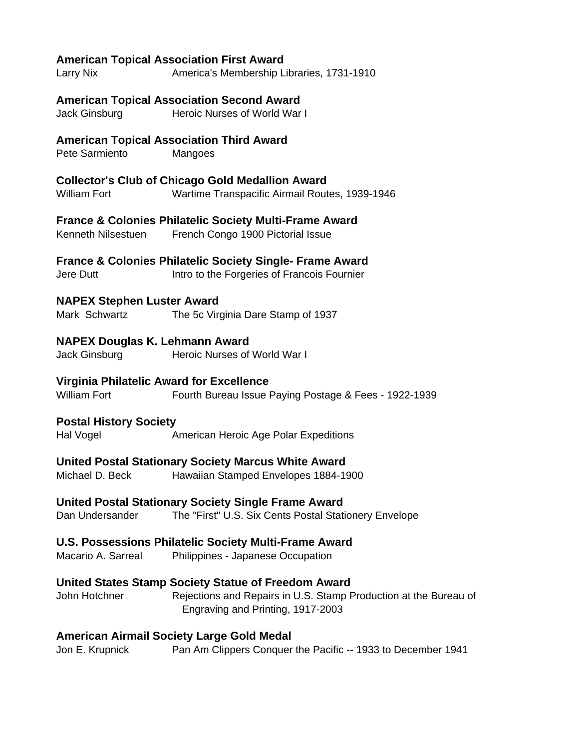**American Topical Association First Award**

Larry Nix — America's Membership Libraries, 1731-1910

**American Topical Association Second Award**

Jack Ginsburg — Heroic Nurses of World War I

**American Topical Association Third Award**

Pete Sarmiento — Mangoes

**Collector's Club of Chicago Gold Medallion Award**

William Fort — Wartime Transpacific Airmail Routes, 1939-1946

**France & Colonies Philatelic Society Multi-Frame Award**

Kenneth Nilsestuen — French Congo 1900 Pictorial Issue

**France & Colonies Philatelic Society Single- Frame Award**

Jere Dutt — Intro to the Forgeries of Francois Fournier

**NAPEX Stephen Luster Award**

Mark Schwartz — The 5c Virginia Dare Stamp of 1937

**NAPEX Douglas K. Lehmann Award**

Jack Ginsburg — Heroic Nurses of World War I

**Virginia Philatelic Award for Excellence**

William Fort — Fourth Bureau Issue Paying Postage & Fees - 1922-1939

**Postal History Society**

Hal Vogel — American Heroic Age Polar Expeditions

**United Postal Stationary Society Marcus White Award**

Michael D. Beck — Hawaiian Stamped Envelopes 1884-1900

**United Postal Stationary Society Single Frame Award**

Dan Undersander — The "First" U.S. Six Cents Postal Stationery Envelope

**U.S. Possessions Philatelic Society Multi-Frame Award**

Macario A. Sarreal — Philippines - Japanese Occupation

**United States Stamp Society Statue of Freedom Award**

John Hotchner — Rejections and Repairs in U.S. Stamp Production at the Bureau of Engraving and Printing, 1917-2003

**American Airmail Society Large Gold Medal**

Jon E. Krupnick — Pan Am Clippers Conquer the Pacific -- 1933 to December 1941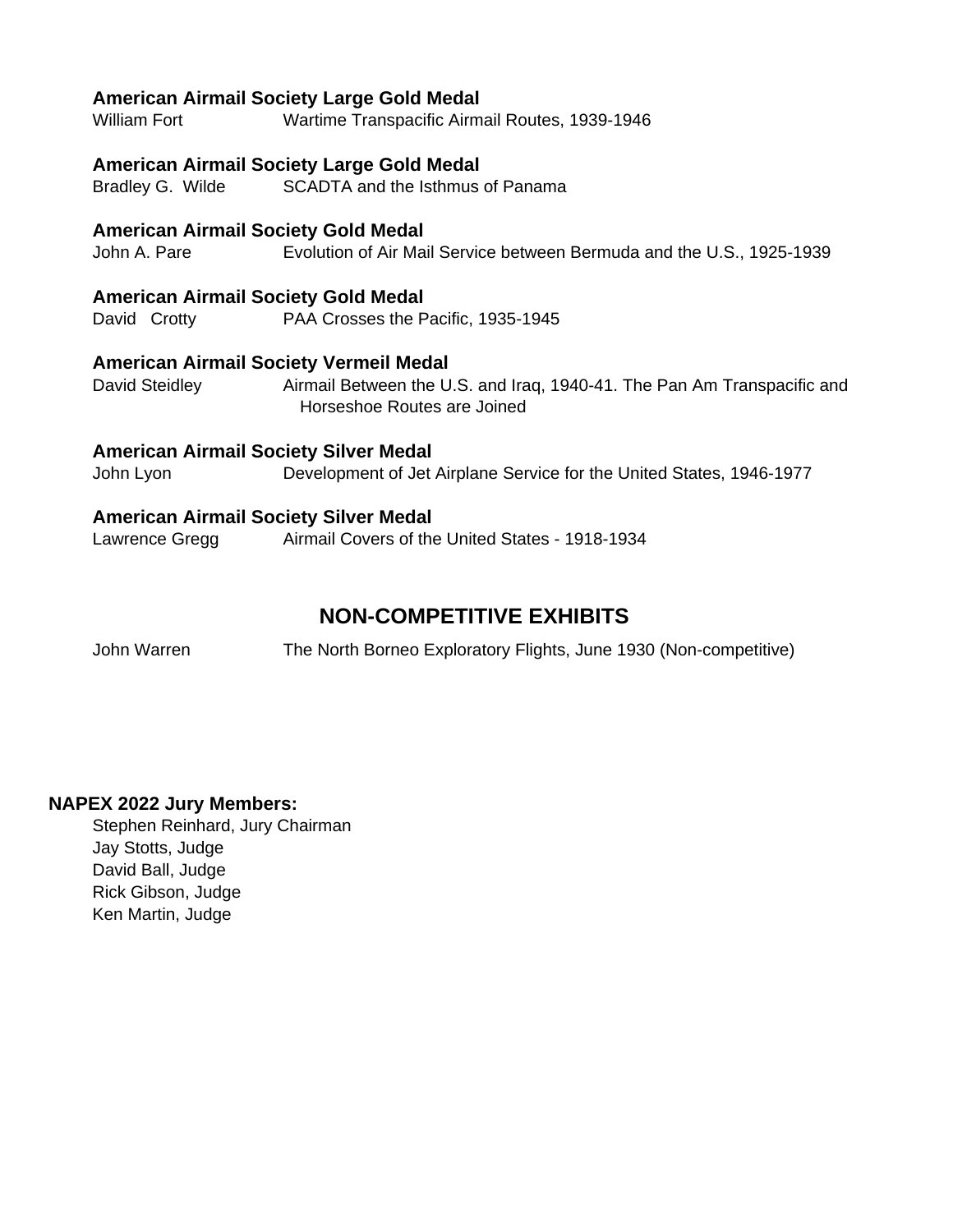**American Airmail Society Large Gold Medal**
William Fort — Wartime Transpacific Airmail Routes, 1939-1946

**American Airmail Society Large Gold Medal**
Bradley G. Wilde — SCADTA and the Isthmus of Panama

**American Airmail Society Gold Medal**
John A. Pare — Evolution of Air Mail Service between Bermuda and the U.S., 1925-1939

**American Airmail Society Gold Medal**
David Crotty — PAA Crosses the Pacific, 1935-1945

**American Airmail Society Vermeil Medal**
David Steidley — Airmail Between the U.S. and Iraq, 1940-41. The Pan Am Transpacific and Horseshoe Routes are Joined

**American Airmail Society Silver Medal**
John Lyon — Development of Jet Airplane Service for the United States, 1946-1977

**American Airmail Society Silver Medal**
Lawrence Gregg — Airmail Covers of the United States - 1918-1934

## NON-COMPETITIVE EXHIBITS

John Warren — The North Borneo Exploratory Flights, June 1930 (Non-competitive)

**NAPEX 2022 Jury Members:**

Stephen Reinhard, Jury Chairman
Jay Stotts, Judge
David Ball, Judge
Rick Gibson, Judge
Ken Martin, Judge